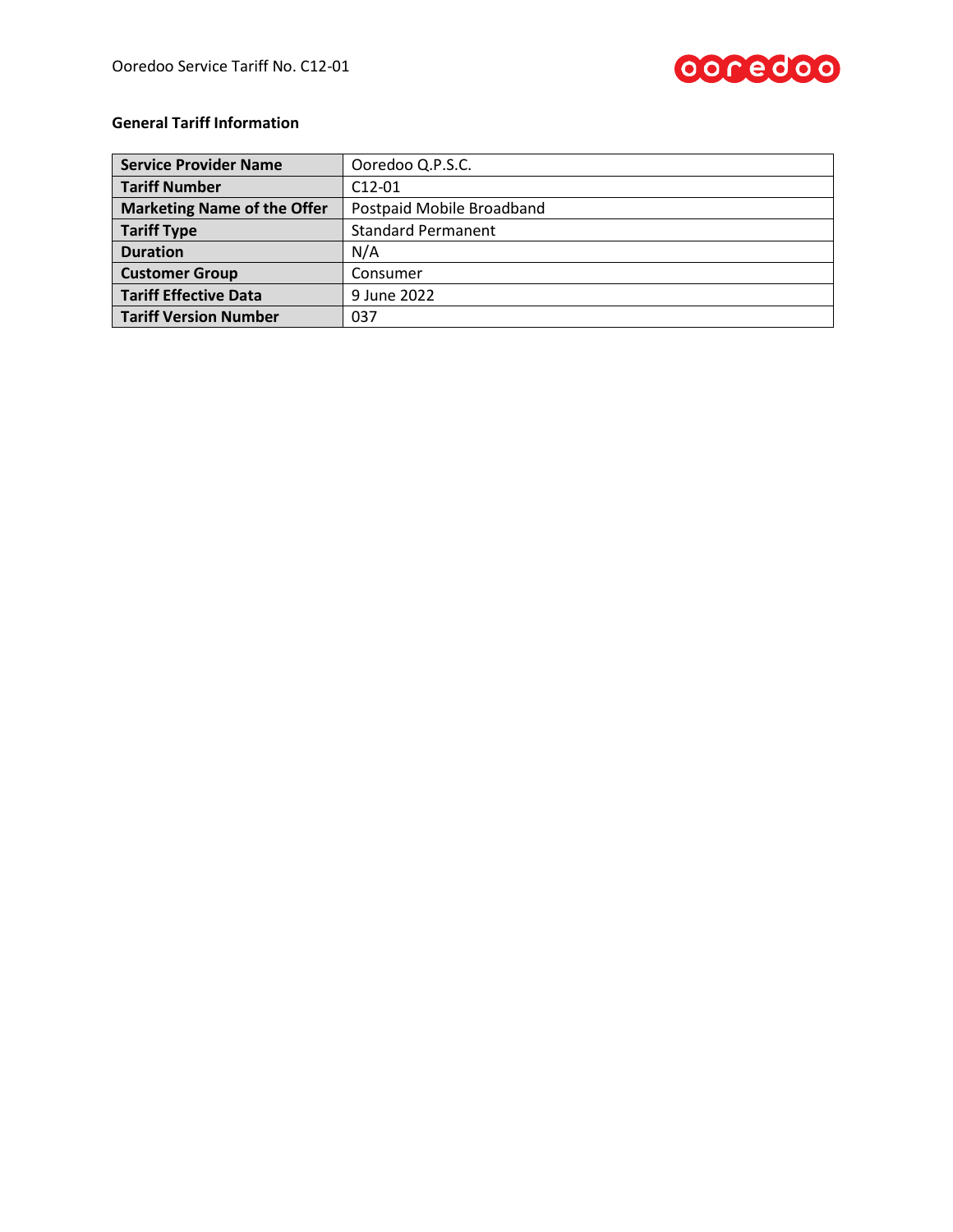**General Tariff Information**

| Service Provider Name | Ooredoo Q.P.S.C. |
|---|---|
| Tariff Number | C12-01 |
| Marketing Name of the Offer | Postpaid Mobile Broadband |
| Tariff Type | Standard Permanent |
| Duration | N/A |
| Customer Group | Consumer |
| Tariff Effective Data | 9 June 2022 |
| Tariff Version Number | 037 |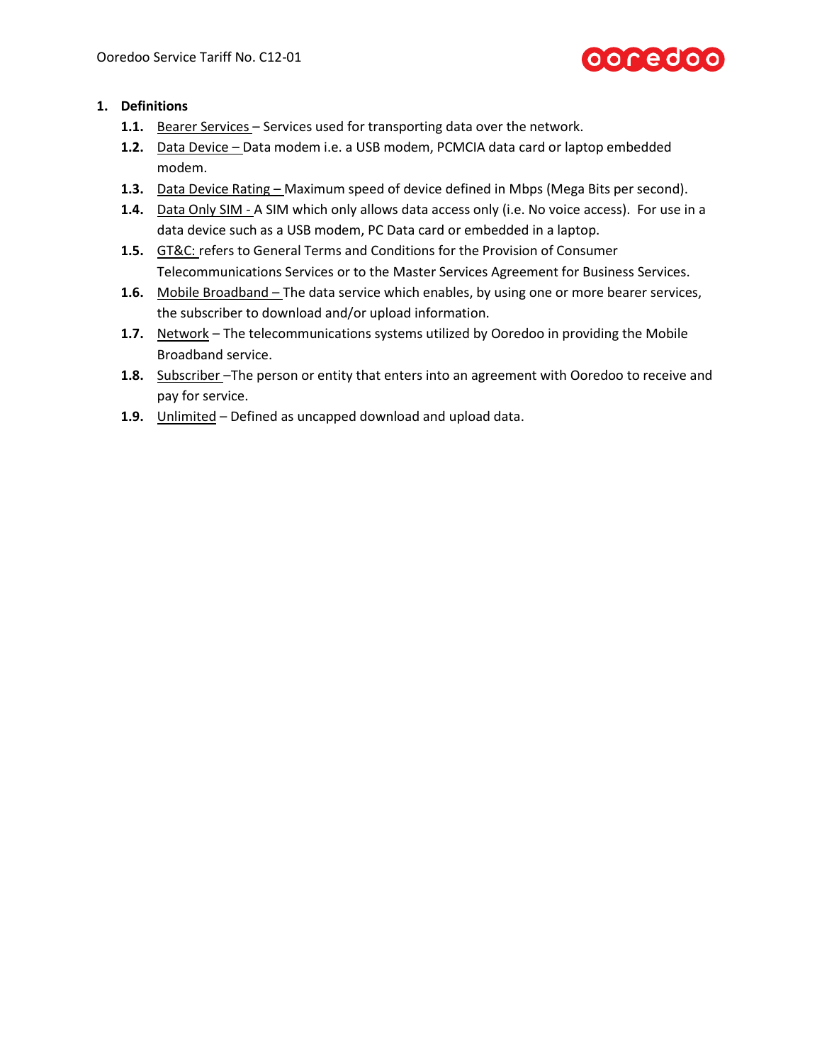## 1. Definitions

- **1.1.** Bearer Services – Services used for transporting data over the network.
- **1.2.** Data Device – Data modem i.e. a USB modem, PCMCIA data card or laptop embedded modem.
- **1.3.** Data Device Rating – Maximum speed of device defined in Mbps (Mega Bits per second).
- **1.4.** Data Only SIM - A SIM which only allows data access only (i.e. No voice access). For use in a data device such as a USB modem, PC Data card or embedded in a laptop.
- **1.5.** GT&C: refers to General Terms and Conditions for the Provision of Consumer Telecommunications Services or to the Master Services Agreement for Business Services.
- **1.6.** Mobile Broadband – The data service which enables, by using one or more bearer services, the subscriber to download and/or upload information.
- **1.7.** Network – The telecommunications systems utilized by Ooredoo in providing the Mobile Broadband service.
- **1.8.** Subscriber –The person or entity that enters into an agreement with Ooredoo to receive and pay for service.
- **1.9.** Unlimited – Defined as uncapped download and upload data.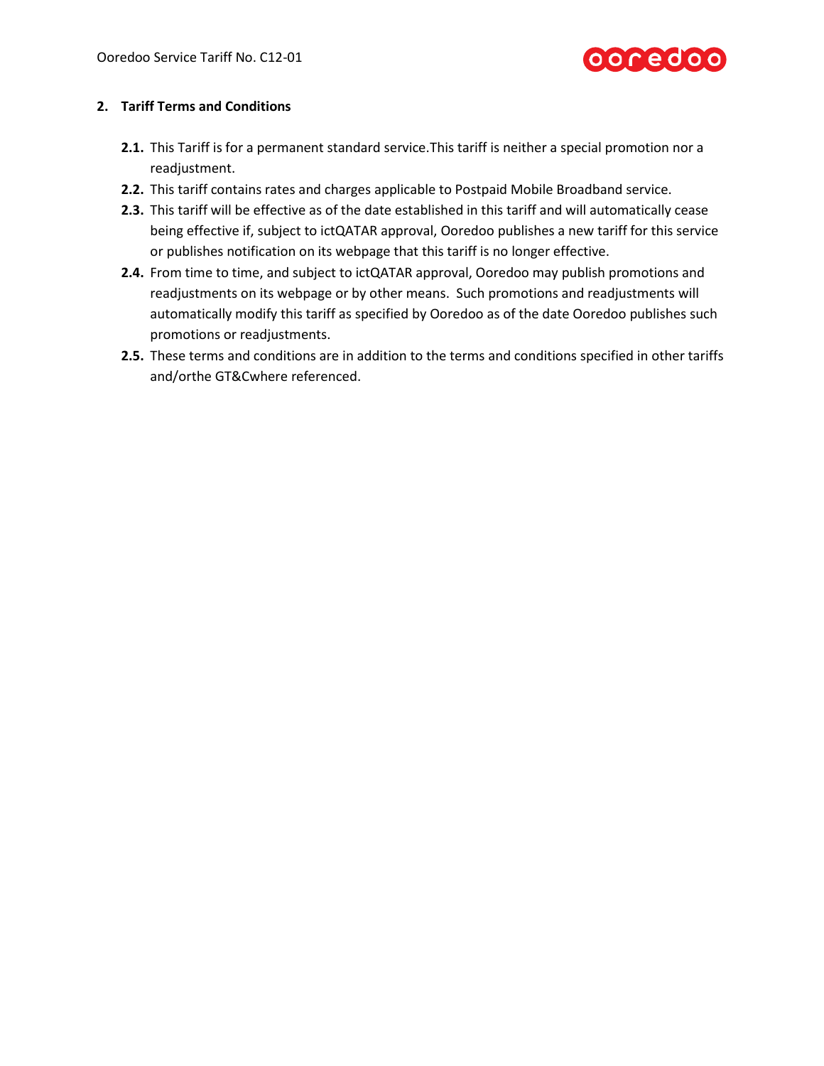## 2. Tariff Terms and Conditions

**2.1.** This Tariff is for a permanent standard service.This tariff is neither a special promotion nor a readjustment.

**2.2.** This tariff contains rates and charges applicable to Postpaid Mobile Broadband service.

**2.3.** This tariff will be effective as of the date established in this tariff and will automatically cease being effective if, subject to ictQATAR approval, Ooredoo publishes a new tariff for this service or publishes notification on its webpage that this tariff is no longer effective.

**2.4.** From time to time, and subject to ictQATAR approval, Ooredoo may publish promotions and readjustments on its webpage or by other means. Such promotions and readjustments will automatically modify this tariff as specified by Ooredoo as of the date Ooredoo publishes such promotions or readjustments.

**2.5.** These terms and conditions are in addition to the terms and conditions specified in other tariffs and/orthe GT&Cwhere referenced.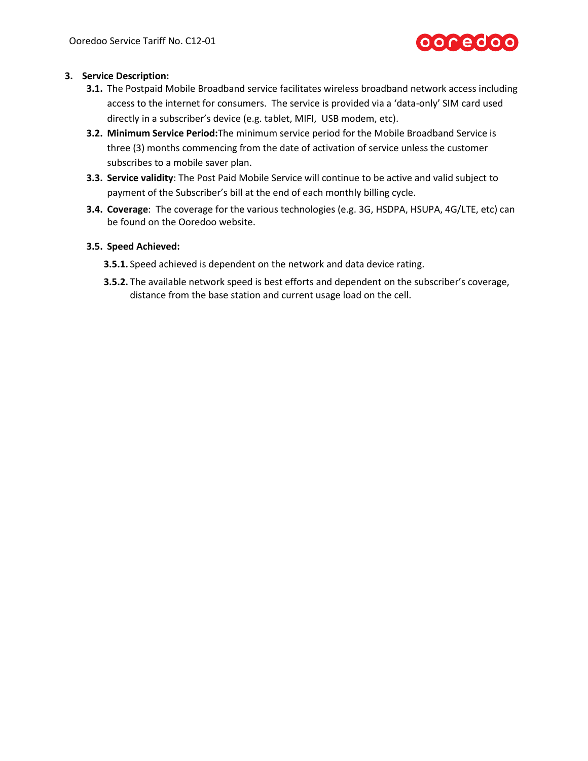**3. Service Description:**

**3.1.** The Postpaid Mobile Broadband service facilitates wireless broadband network access including access to the internet for consumers. The service is provided via a 'data-only' SIM card used directly in a subscriber's device (e.g. tablet, MIFI, USB modem, etc).

**3.2. Minimum Service Period:**The minimum service period for the Mobile Broadband Service is three (3) months commencing from the date of activation of service unless the customer subscribes to a mobile saver plan.

**3.3. Service validity**: The Post Paid Mobile Service will continue to be active and valid subject to payment of the Subscriber's bill at the end of each monthly billing cycle.

**3.4. Coverage**: The coverage for the various technologies (e.g. 3G, HSDPA, HSUPA, 4G/LTE, etc) can be found on the Ooredoo website.

**3.5. Speed Achieved:**

**3.5.1.** Speed achieved is dependent on the network and data device rating.

**3.5.2.** The available network speed is best efforts and dependent on the subscriber's coverage, distance from the base station and current usage load on the cell.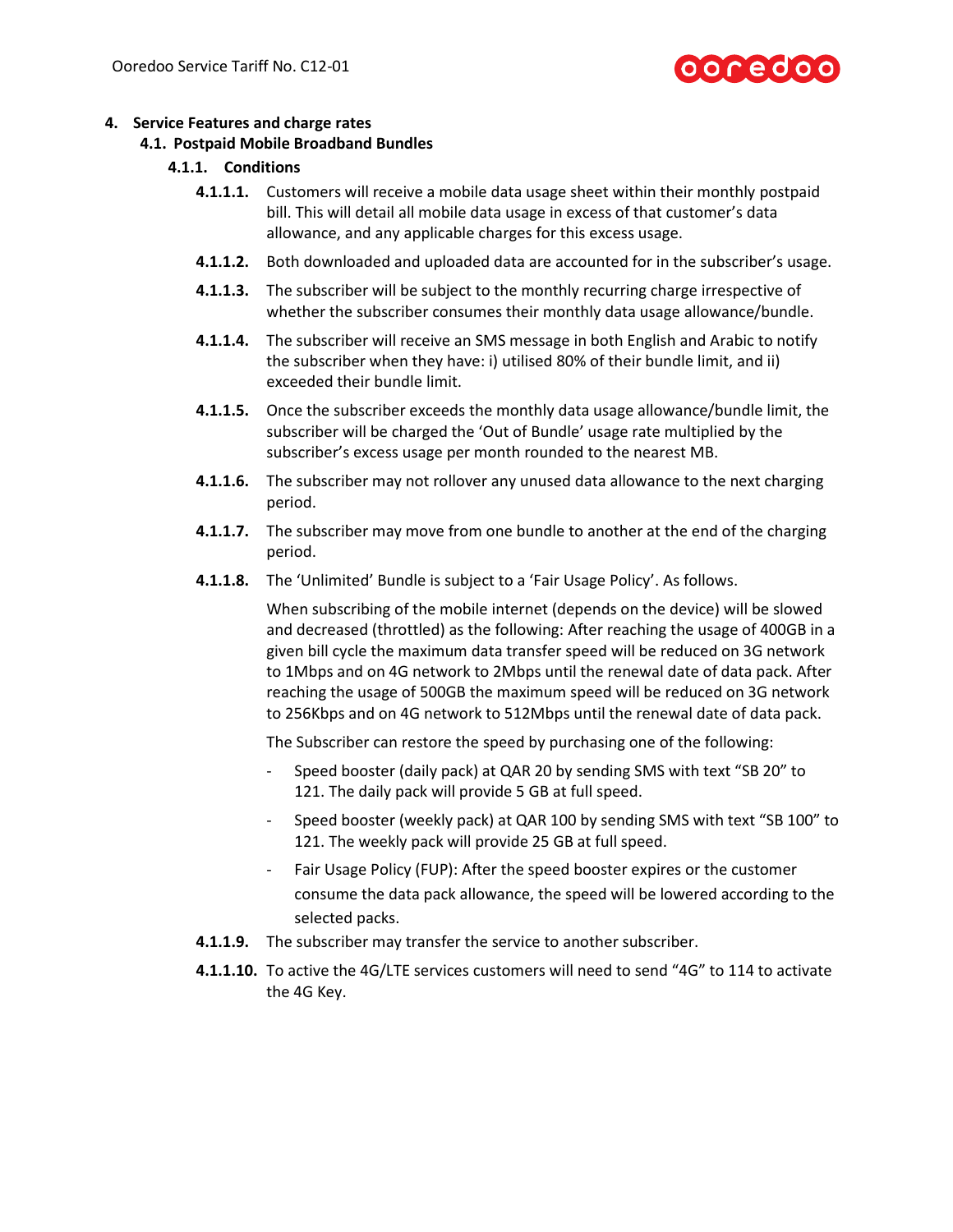# 4. Service Features and charge rates

## 4.1. Postpaid Mobile Broadband Bundles

### 4.1.1. Conditions

**4.1.1.1.** Customers will receive a mobile data usage sheet within their monthly postpaid bill. This will detail all mobile data usage in excess of that customer's data allowance, and any applicable charges for this excess usage.

**4.1.1.2.** Both downloaded and uploaded data are accounted for in the subscriber's usage.

**4.1.1.3.** The subscriber will be subject to the monthly recurring charge irrespective of whether the subscriber consumes their monthly data usage allowance/bundle.

**4.1.1.4.** The subscriber will receive an SMS message in both English and Arabic to notify the subscriber when they have: i) utilised 80% of their bundle limit, and ii) exceeded their bundle limit.

**4.1.1.5.** Once the subscriber exceeds the monthly data usage allowance/bundle limit, the subscriber will be charged the 'Out of Bundle' usage rate multiplied by the subscriber's excess usage per month rounded to the nearest MB.

**4.1.1.6.** The subscriber may not rollover any unused data allowance to the next charging period.

**4.1.1.7.** The subscriber may move from one bundle to another at the end of the charging period.

**4.1.1.8.** The 'Unlimited' Bundle is subject to a 'Fair Usage Policy'. As follows.

When subscribing of the mobile internet (depends on the device) will be slowed and decreased (throttled) as the following: After reaching the usage of 400GB in a given bill cycle the maximum data transfer speed will be reduced on 3G network to 1Mbps and on 4G network to 2Mbps until the renewal date of data pack. After reaching the usage of 500GB the maximum speed will be reduced on 3G network to 256Kbps and on 4G network to 512Mbps until the renewal date of data pack.

The Subscriber can restore the speed by purchasing one of the following:

- Speed booster (daily pack) at QAR 20 by sending SMS with text "SB 20" to 121. The daily pack will provide 5 GB at full speed.
- Speed booster (weekly pack) at QAR 100 by sending SMS with text "SB 100" to 121. The weekly pack will provide 25 GB at full speed.
- Fair Usage Policy (FUP): After the speed booster expires or the customer consume the data pack allowance, the speed will be lowered according to the selected packs.

**4.1.1.9.** The subscriber may transfer the service to another subscriber.

**4.1.1.10.** To active the 4G/LTE services customers will need to send "4G" to 114 to activate the 4G Key.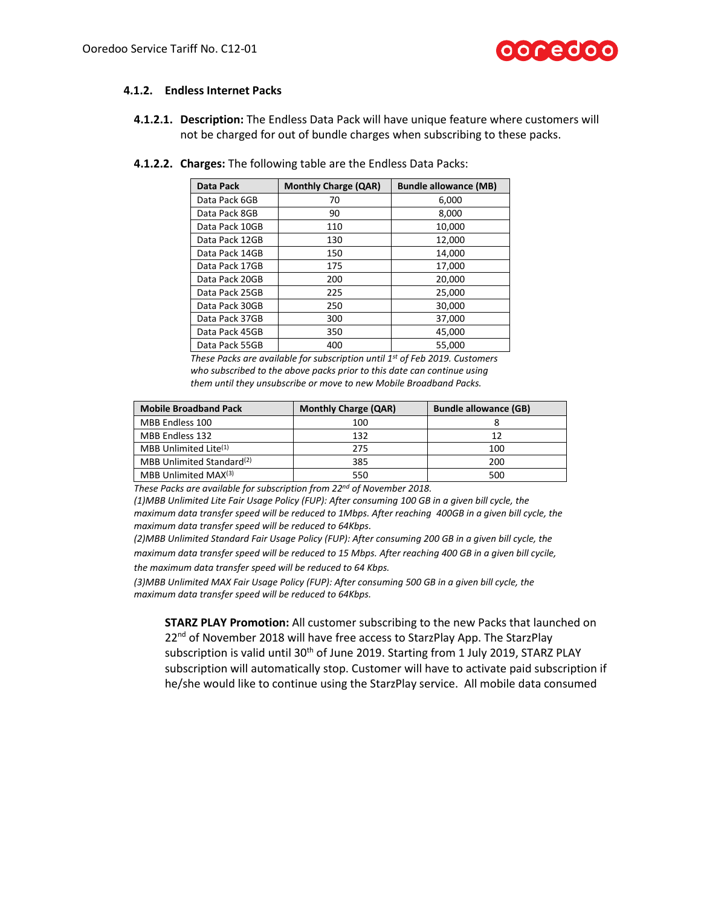### 4.1.2. Endless Internet Packs

**4.1.2.1. Description:** The Endless Data Pack will have unique feature where customers will not be charged for out of bundle charges when subscribing to these packs.

**4.1.2.2. Charges:** The following table are the Endless Data Packs:

| Data Pack | Monthly Charge (QAR) | Bundle allowance (MB) |
|---|---|---|
| Data Pack 6GB | 70 | 6,000 |
| Data Pack 8GB | 90 | 8,000 |
| Data Pack 10GB | 110 | 10,000 |
| Data Pack 12GB | 130 | 12,000 |
| Data Pack 14GB | 150 | 14,000 |
| Data Pack 17GB | 175 | 17,000 |
| Data Pack 20GB | 200 | 20,000 |
| Data Pack 25GB | 225 | 25,000 |
| Data Pack 30GB | 250 | 30,000 |
| Data Pack 37GB | 300 | 37,000 |
| Data Pack 45GB | 350 | 45,000 |
| Data Pack 55GB | 400 | 55,000 |

*These Packs are available for subscription until 1st of Feb 2019. Customers who subscribed to the above packs prior to this date can continue using them until they unsubscribe or move to new Mobile Broadband Packs.*

| Mobile Broadband Pack | Monthly Charge (QAR) | Bundle allowance (GB) |
|---|---|---|
| MBB Endless 100 | 100 | 8 |
| MBB Endless 132 | 132 | 12 |
| MBB Unlimited Lite(1) | 275 | 100 |
| MBB Unlimited Standard(2) | 385 | 200 |
| MBB Unlimited MAX(3) | 550 | 500 |

*These Packs are available for subscription from 22nd of November 2018.*

*(1)MBB Unlimited Lite Fair Usage Policy (FUP): After consuming 100 GB in a given bill cycle, the maximum data transfer speed will be reduced to 1Mbps. After reaching 400GB in a given bill cycle, the maximum data transfer speed will be reduced to 64Kbps.*

*(2)MBB Unlimited Standard Fair Usage Policy (FUP): After consuming 200 GB in a given bill cycle, the maximum data transfer speed will be reduced to 15 Mbps. After reaching 400 GB in a given bill cycile, the maximum data transfer speed will be reduced to 64 Kbps.*

*(3)MBB Unlimited MAX Fair Usage Policy (FUP): After consuming 500 GB in a given bill cycle, the maximum data transfer speed will be reduced to 64Kbps.*

**STARZ PLAY Promotion:** All customer subscribing to the new Packs that launched on 22nd of November 2018 will have free access to StarzPlay App. The StarzPlay subscription is valid until 30th of June 2019. Starting from 1 July 2019, STARZ PLAY subscription will automatically stop. Customer will have to activate paid subscription if he/she would like to continue using the StarzPlay service. All mobile data consumed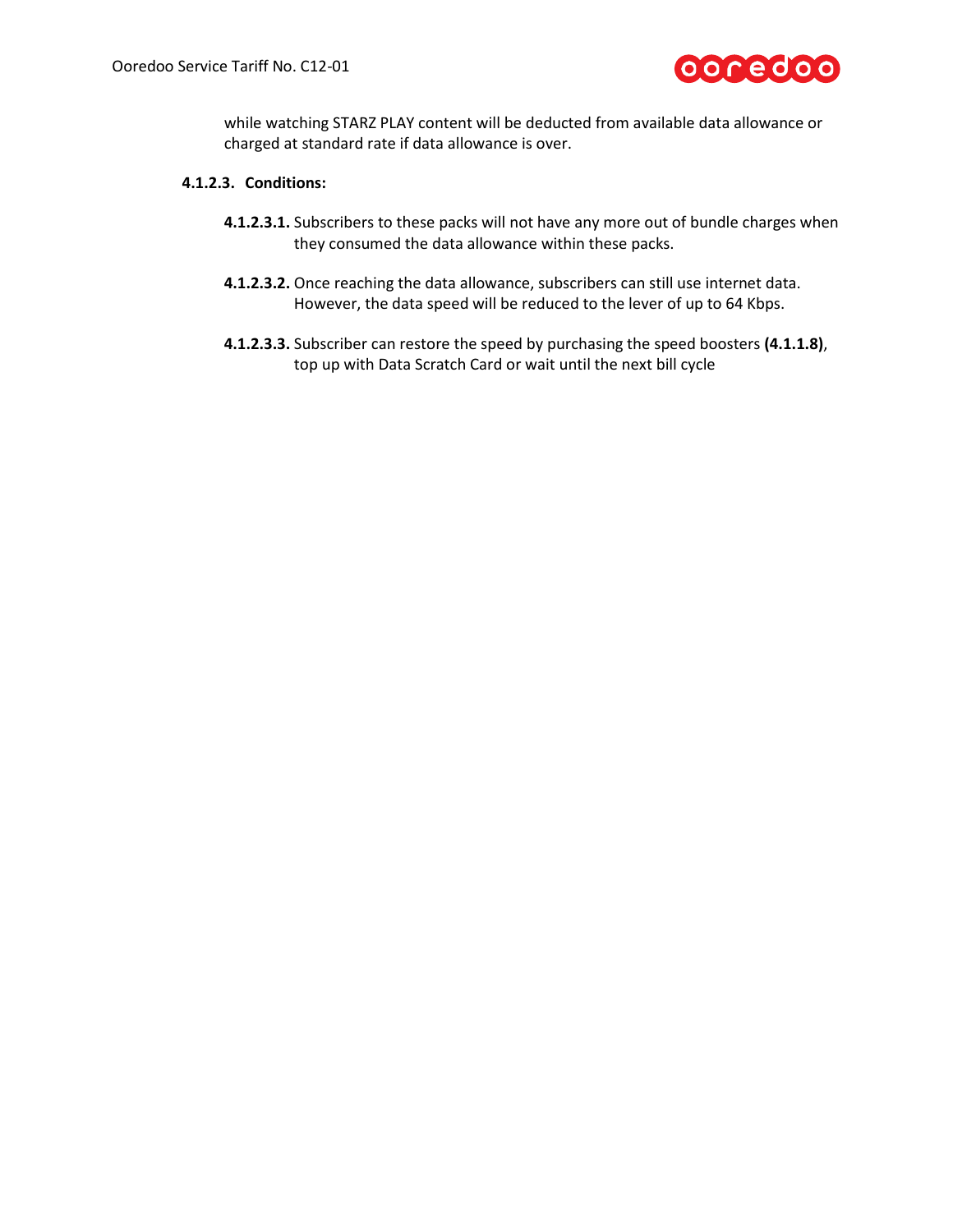while watching STARZ PLAY content will be deducted from available data allowance or charged at standard rate if data allowance is over.

**4.1.2.3. Conditions:**

**4.1.2.3.1.** Subscribers to these packs will not have any more out of bundle charges when they consumed the data allowance within these packs.

**4.1.2.3.2.** Once reaching the data allowance, subscribers can still use internet data. However, the data speed will be reduced to the lever of up to 64 Kbps.

**4.1.2.3.3.** Subscriber can restore the speed by purchasing the speed boosters **(4.1.1.8)**, top up with Data Scratch Card or wait until the next bill cycle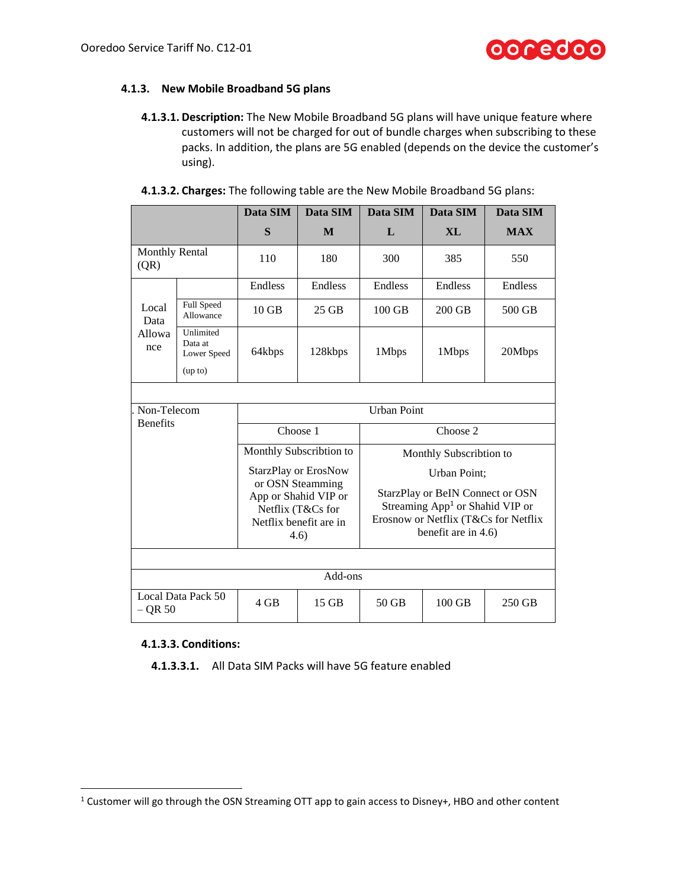#### 4.1.3. New Mobile Broadband 5G plans

**4.1.3.1. Description:** The New Mobile Broadband 5G plans will have unique feature where customers will not be charged for out of bundle charges when subscribing to these packs. In addition, the plans are 5G enabled (depends on the device the customer's using).

**4.1.3.2. Charges:** The following table are the New Mobile Broadband 5G plans:

| | | Data SIM S | Data SIM M | Data SIM L | Data SIM XL | Data SIM MAX |
|---|---|---|---|---|---|---|
| Monthly Rental (QR) | | 110 | 180 | 300 | 385 | 550 |
| Local Data Allowance | | Endless | Endless | Endless | Endless | Endless |
| | Full Speed Allowance | 10 GB | 25 GB | 100 GB | 200 GB | 500 GB |
| | Unlimited Data at Lower Speed (up to) | 64kbps | 128kbps | 1Mbps | 1Mbps | 20Mbps |
| | | | | | | |
| . Non-Telecom Benefits | | Urban Point | | | | |
| | | Choose 1 | Choose 2 | | | |
| | | Monthly Subscription to StarzPlay or ErosNow or OSN Steamming App or Shahid VIP or Netflix (T&Cs for Netflix benefit are in 4.6) | Monthly Subscribtion to Urban Point; StarzPlay or BeIN Connect or OSN Streaming App[1] or Shahid VIP or Erosnow or Netflix (T&Cs for Netflix benefit are in 4.6) | | | |
| | | | | | | |
| Add-ons | | | | | | |
| Local Data Pack 50 – QR 50 | | 4 GB | 15 GB | 50 GB | 100 GB | 250 GB |

**4.1.3.3. Conditions:**

**4.1.3.3.1.** All Data SIM Packs will have 5G feature enabled

---

[1] Customer will go through the OSN Streaming OTT app to gain access to Disney+, HBO and other content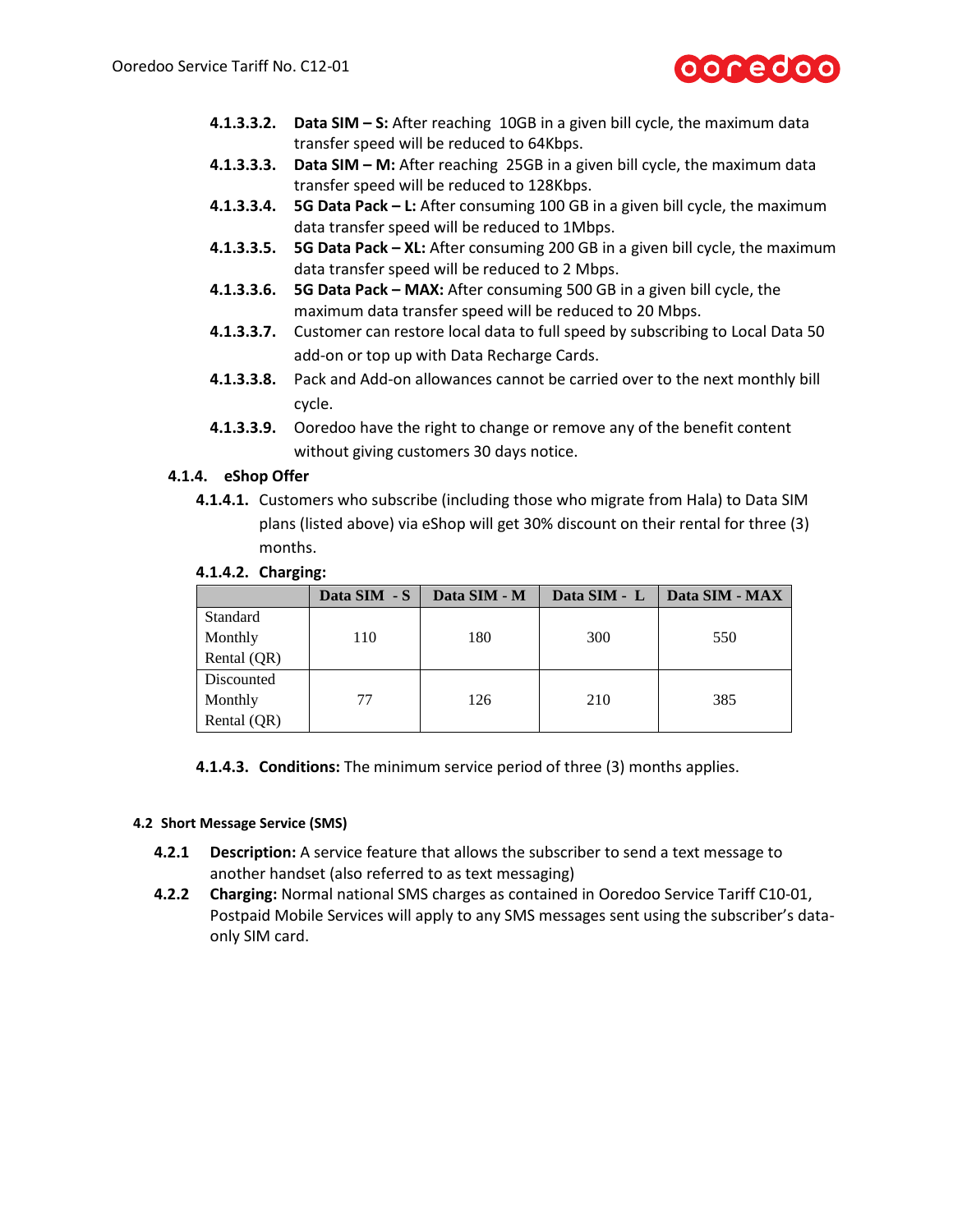**4.1.3.3.2.** **Data SIM – S:** After reaching 10GB in a given bill cycle, the maximum data transfer speed will be reduced to 64Kbps.

**4.1.3.3.3.** **Data SIM – M:** After reaching 25GB in a given bill cycle, the maximum data transfer speed will be reduced to 128Kbps.

**4.1.3.3.4.** **5G Data Pack – L:** After consuming 100 GB in a given bill cycle, the maximum data transfer speed will be reduced to 1Mbps.

**4.1.3.3.5.** **5G Data Pack – XL:** After consuming 200 GB in a given bill cycle, the maximum data transfer speed will be reduced to 2 Mbps.

**4.1.3.3.6.** **5G Data Pack – MAX:** After consuming 500 GB in a given bill cycle, the maximum data transfer speed will be reduced to 20 Mbps.

**4.1.3.3.7.** Customer can restore local data to full speed by subscribing to Local Data 50 add-on or top up with Data Recharge Cards.

**4.1.3.3.8.** Pack and Add-on allowances cannot be carried over to the next monthly bill cycle.

**4.1.3.3.9.** Ooredoo have the right to change or remove any of the benefit content without giving customers 30 days notice.

**4.1.4. eShop Offer**

**4.1.4.1.** Customers who subscribe (including those who migrate from Hala) to Data SIM plans (listed above) via eShop will get 30% discount on their rental for three (3) months.

**4.1.4.2. Charging:**

| | Data SIM - S | Data SIM - M | Data SIM - L | Data SIM - MAX |
|---|---|---|---|---|
| Standard Monthly Rental (QR) | 110 | 180 | 300 | 550 |
| Discounted Monthly Rental (QR) | 77 | 126 | 210 | 385 |

**4.1.4.3. Conditions:** The minimum service period of three (3) months applies.

#### 4.2 Short Message Service (SMS)

**4.2.1** **Description:** A service feature that allows the subscriber to send a text message to another handset (also referred to as text messaging)

**4.2.2** **Charging:** Normal national SMS charges as contained in Ooredoo Service Tariff C10-01, Postpaid Mobile Services will apply to any SMS messages sent using the subscriber's data-only SIM card.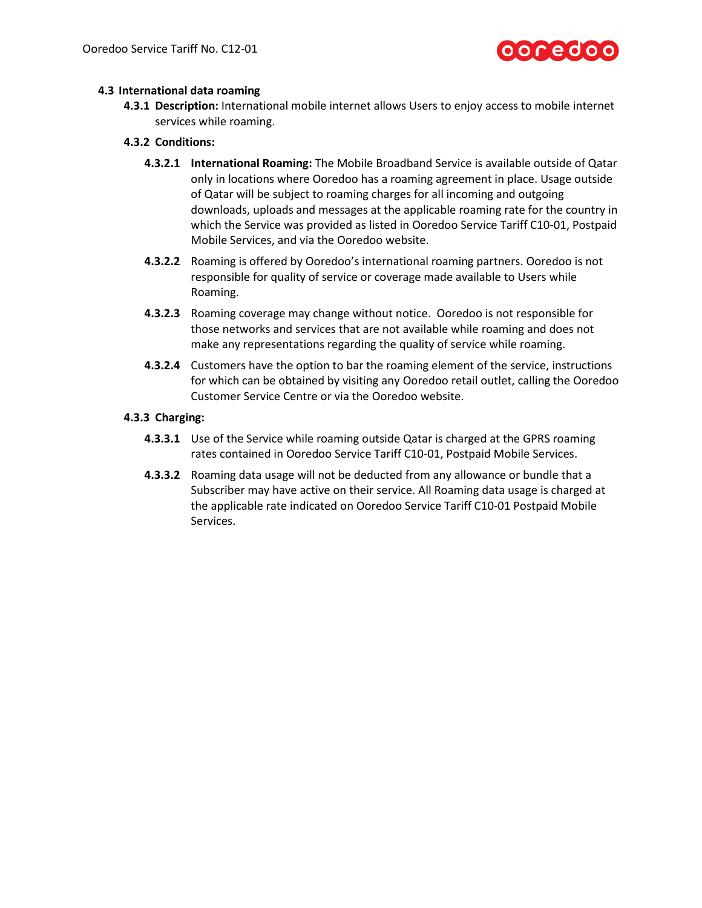### 4.3 International data roaming

**4.3.1 Description:** International mobile internet allows Users to enjoy access to mobile internet services while roaming.

**4.3.2 Conditions:**

**4.3.2.1** **International Roaming:** The Mobile Broadband Service is available outside of Qatar only in locations where Ooredoo has a roaming agreement in place. Usage outside of Qatar will be subject to roaming charges for all incoming and outgoing downloads, uploads and messages at the applicable roaming rate for the country in which the Service was provided as listed in Ooredoo Service Tariff C10-01, Postpaid Mobile Services, and via the Ooredoo website.

**4.3.2.2** Roaming is offered by Ooredoo's international roaming partners. Ooredoo is not responsible for quality of service or coverage made available to Users while Roaming.

**4.3.2.3** Roaming coverage may change without notice. Ooredoo is not responsible for those networks and services that are not available while roaming and does not make any representations regarding the quality of service while roaming.

**4.3.2.4** Customers have the option to bar the roaming element of the service, instructions for which can be obtained by visiting any Ooredoo retail outlet, calling the Ooredoo Customer Service Centre or via the Ooredoo website.

**4.3.3 Charging:**

**4.3.3.1** Use of the Service while roaming outside Qatar is charged at the GPRS roaming rates contained in Ooredoo Service Tariff C10-01, Postpaid Mobile Services.

**4.3.3.2** Roaming data usage will not be deducted from any allowance or bundle that a Subscriber may have active on their service. All Roaming data usage is charged at the applicable rate indicated on Ooredoo Service Tariff C10-01 Postpaid Mobile Services.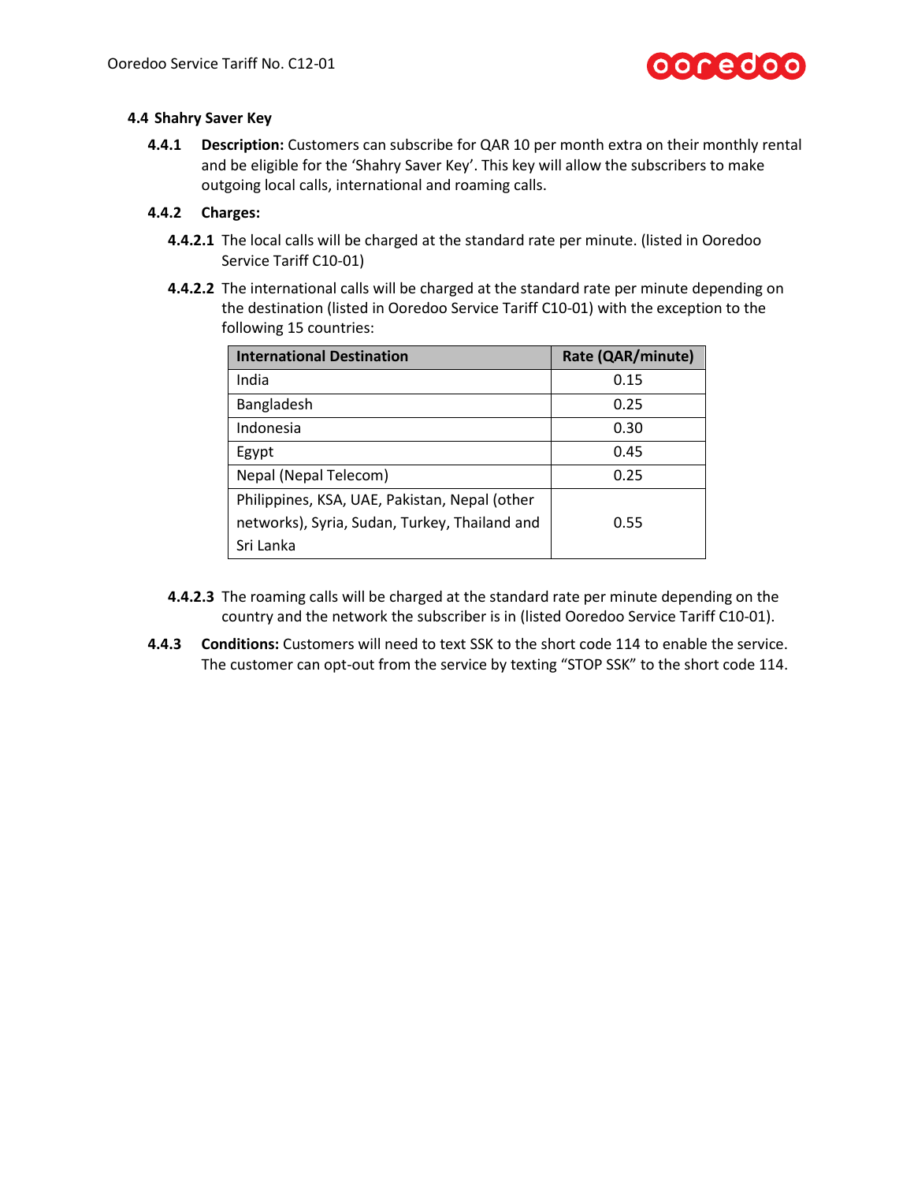### 4.4 Shahry Saver Key

**4.4.1** **Description:** Customers can subscribe for QAR 10 per month extra on their monthly rental and be eligible for the 'Shahry Saver Key'. This key will allow the subscribers to make outgoing local calls, international and roaming calls.

**4.4.2** **Charges:**

**4.4.2.1** The local calls will be charged at the standard rate per minute. (listed in Ooredoo Service Tariff C10-01)

**4.4.2.2** The international calls will be charged at the standard rate per minute depending on the destination (listed in Ooredoo Service Tariff C10-01) with the exception to the following 15 countries:

| International Destination | Rate (QAR/minute) |
| --- | --- |
| India | 0.15 |
| Bangladesh | 0.25 |
| Indonesia | 0.30 |
| Egypt | 0.45 |
| Nepal (Nepal Telecom) | 0.25 |
| Philippines, KSA, UAE, Pakistan, Nepal (other networks), Syria, Sudan, Turkey, Thailand and Sri Lanka | 0.55 |

**4.4.2.3** The roaming calls will be charged at the standard rate per minute depending on the country and the network the subscriber is in (listed Ooredoo Service Tariff C10-01).

**4.4.3** **Conditions:** Customers will need to text SSK to the short code 114 to enable the service. The customer can opt-out from the service by texting "STOP SSK" to the short code 114.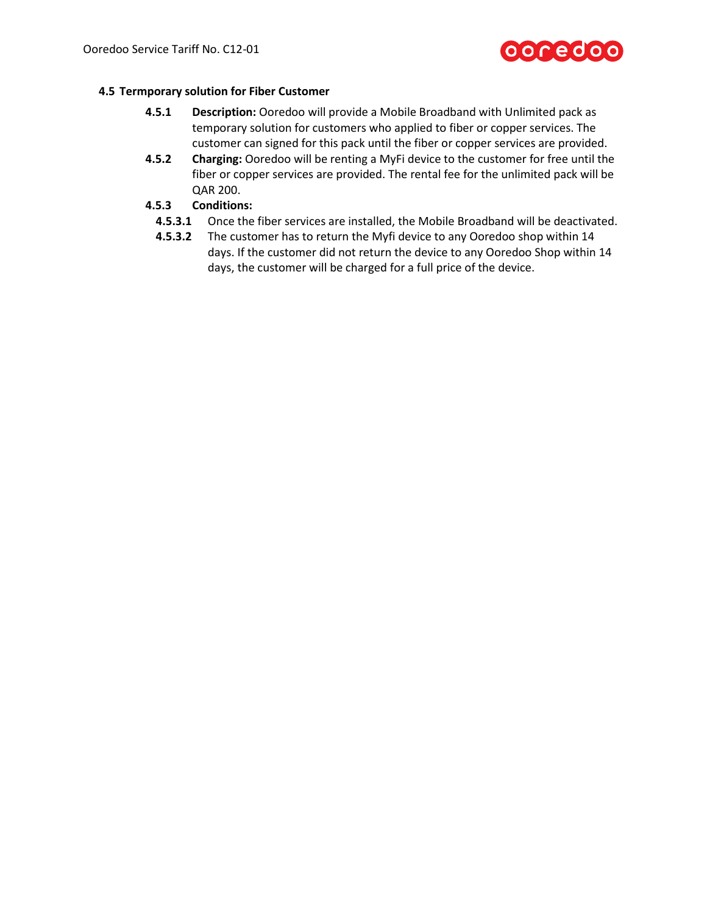### 4.5 Termporary solution for Fiber Customer

**4.5.1** **Description:** Ooredoo will provide a Mobile Broadband with Unlimited pack as temporary solution for customers who applied to fiber or copper services. The customer can signed for this pack until the fiber or copper services are provided.

**4.5.2** **Charging:** Ooredoo will be renting a MyFi device to the customer for free until the fiber or copper services are provided. The rental fee for the unlimited pack will be QAR 200.

**4.5.3** **Conditions:**

**4.5.3.1** Once the fiber services are installed, the Mobile Broadband will be deactivated.

**4.5.3.2** The customer has to return the Myfi device to any Ooredoo shop within 14 days. If the customer did not return the device to any Ooredoo Shop within 14 days, the customer will be charged for a full price of the device.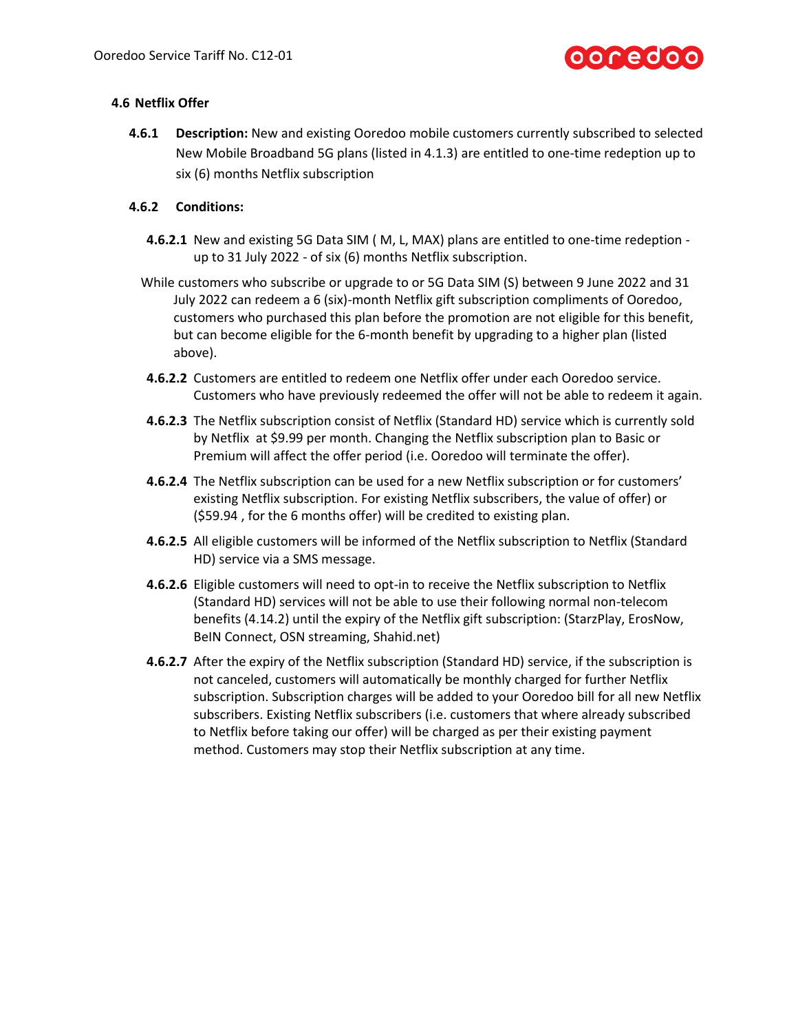### 4.6 Netflix Offer

**4.6.1 Description:** New and existing Ooredoo mobile customers currently subscribed to selected New Mobile Broadband 5G plans (listed in 4.1.3) are entitled to one-time redeption up to six (6) months Netflix subscription

**4.6.2 Conditions:**

**4.6.2.1** New and existing 5G Data SIM ( M, L, MAX) plans are entitled to one-time redeption - up to 31 July 2022 - of six (6) months Netflix subscription.

While customers who subscribe or upgrade to or 5G Data SIM (S) between 9 June 2022 and 31 July 2022 can redeem a 6 (six)-month Netflix gift subscription compliments of Ooredoo, customers who purchased this plan before the promotion are not eligible for this benefit, but can become eligible for the 6-month benefit by upgrading to a higher plan (listed above).

**4.6.2.2** Customers are entitled to redeem one Netflix offer under each Ooredoo service. Customers who have previously redeemed the offer will not be able to redeem it again.

**4.6.2.3** The Netflix subscription consist of Netflix (Standard HD) service which is currently sold by Netflix at $9.99 per month. Changing the Netflix subscription plan to Basic or Premium will affect the offer period (i.e. Ooredoo will terminate the offer).

**4.6.2.4** The Netflix subscription can be used for a new Netflix subscription or for customers' existing Netflix subscription. For existing Netflix subscribers, the value of offer) or ($59.94 , for the 6 months offer) will be credited to existing plan.

**4.6.2.5** All eligible customers will be informed of the Netflix subscription to Netflix (Standard HD) service via a SMS message.

**4.6.2.6** Eligible customers will need to opt-in to receive the Netflix subscription to Netflix (Standard HD) services will not be able to use their following normal non-telecom benefits (4.14.2) until the expiry of the Netflix gift subscription: (StarzPlay, ErosNow, BeIN Connect, OSN streaming, Shahid.net)

**4.6.2.7** After the expiry of the Netflix subscription (Standard HD) service, if the subscription is not canceled, customers will automatically be monthly charged for further Netflix subscription. Subscription charges will be added to your Ooredoo bill for all new Netflix subscribers. Existing Netflix subscribers (i.e. customers that where already subscribed to Netflix before taking our offer) will be charged as per their existing payment method. Customers may stop their Netflix subscription at any time.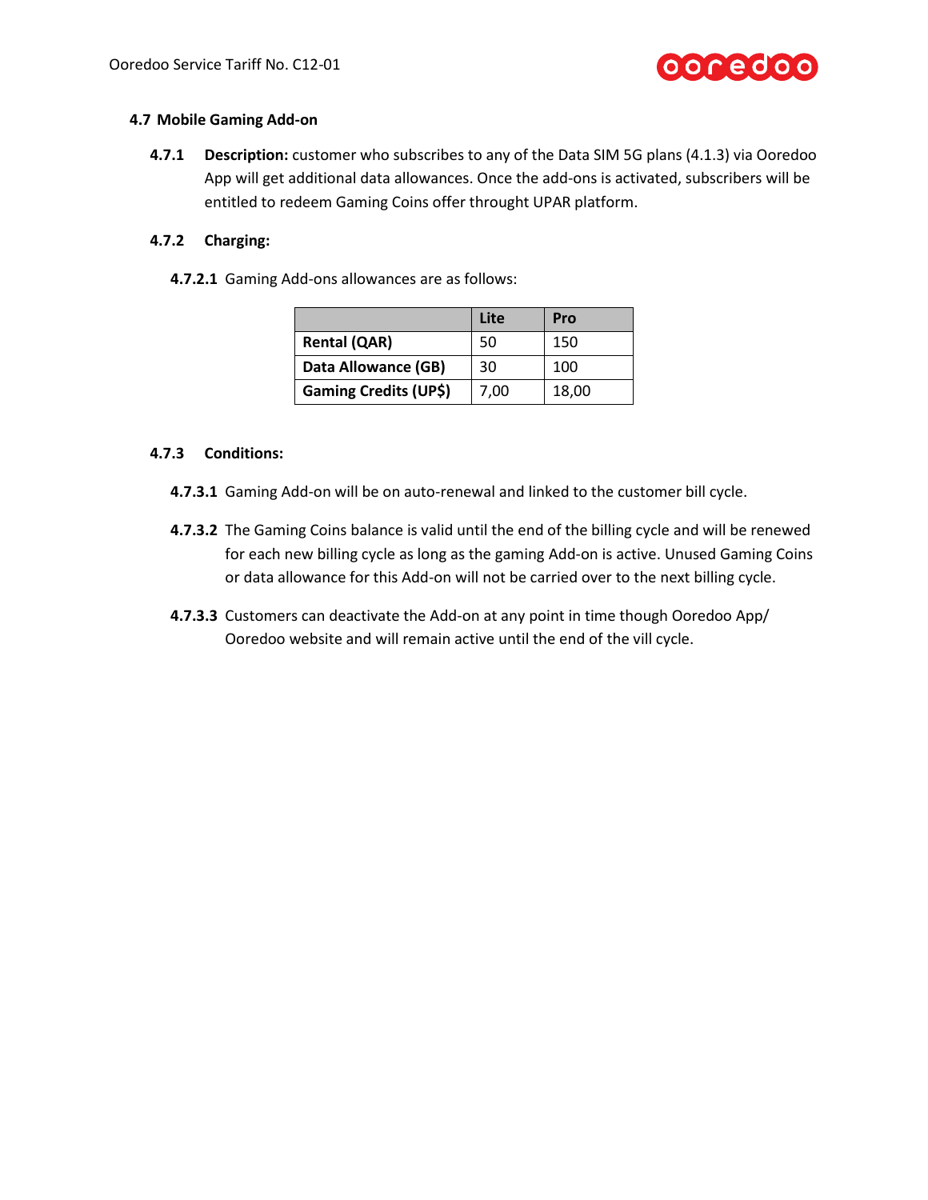### 4.7 Mobile Gaming Add-on

**4.7.1** **Description:** customer who subscribes to any of the Data SIM 5G plans (4.1.3) via Ooredoo App will get additional data allowances. Once the add-ons is activated, subscribers will be entitled to redeem Gaming Coins offer throught UPAR platform.

**4.7.2** **Charging:**

**4.7.2.1** Gaming Add-ons allowances are as follows:

| | Lite | Pro |
|---|---|---|
| **Rental (QAR)** | 50 | 150 |
| **Data Allowance (GB)** | 30 | 100 |
| **Gaming Credits (UP$)** | 7,00 | 18,00 |

**4.7.3** **Conditions:**

**4.7.3.1** Gaming Add-on will be on auto-renewal and linked to the customer bill cycle.

**4.7.3.2** The Gaming Coins balance is valid until the end of the billing cycle and will be renewed for each new billing cycle as long as the gaming Add-on is active. Unused Gaming Coins or data allowance for this Add-on will not be carried over to the next billing cycle.

**4.7.3.3** Customers can deactivate the Add-on at any point in time though Ooredoo App/ Ooredoo website and will remain active until the end of the vill cycle.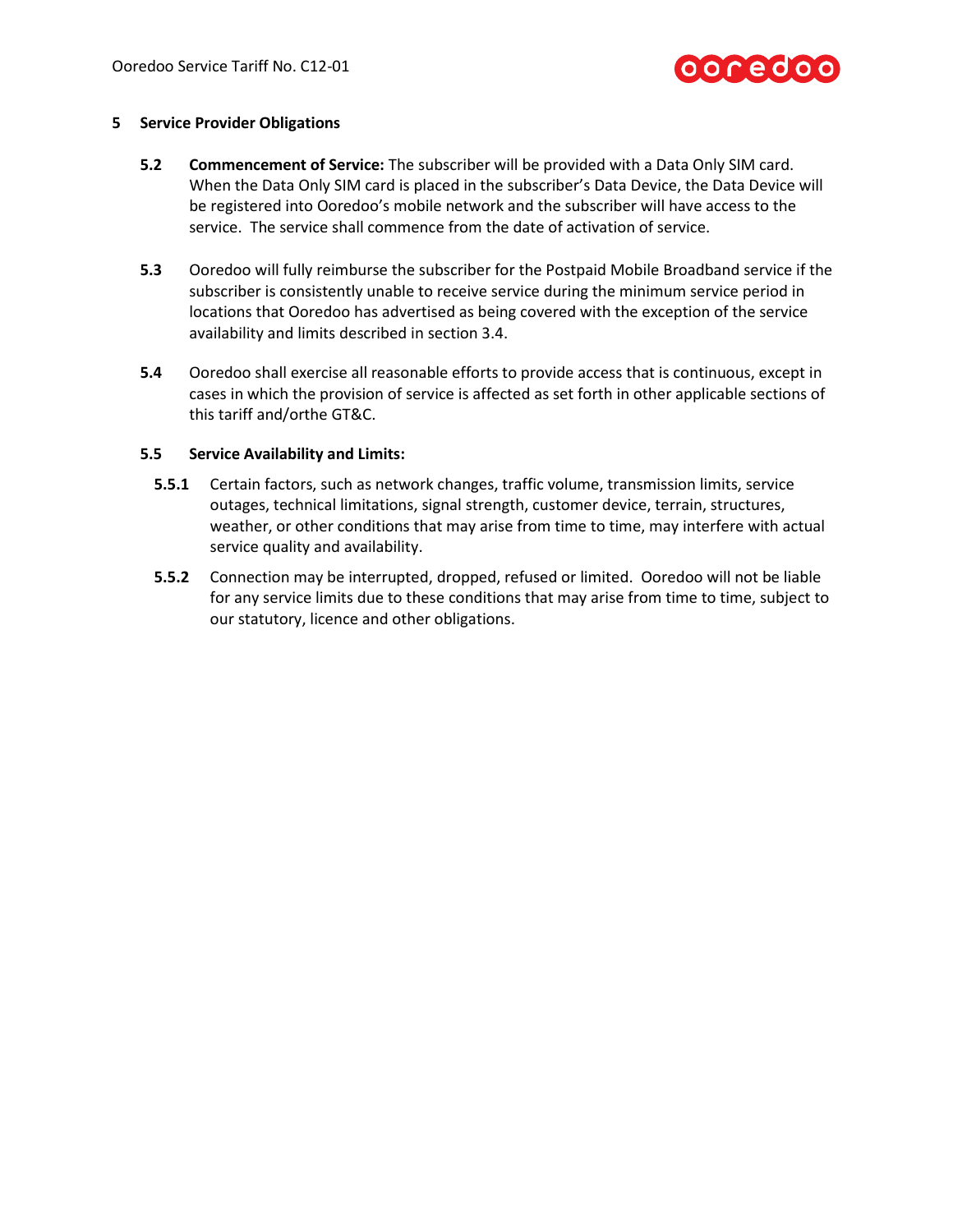## 5 Service Provider Obligations

**5.2** **Commencement of Service:** The subscriber will be provided with a Data Only SIM card. When the Data Only SIM card is placed in the subscriber's Data Device, the Data Device will be registered into Ooredoo's mobile network and the subscriber will have access to the service. The service shall commence from the date of activation of service.

**5.3** Ooredoo will fully reimburse the subscriber for the Postpaid Mobile Broadband service if the subscriber is consistently unable to receive service during the minimum service period in locations that Ooredoo has advertised as being covered with the exception of the service availability and limits described in section 3.4.

**5.4** Ooredoo shall exercise all reasonable efforts to provide access that is continuous, except in cases in which the provision of service is affected as set forth in other applicable sections of this tariff and/orthe GT&C.

**5.5** **Service Availability and Limits:**

**5.5.1** Certain factors, such as network changes, traffic volume, transmission limits, service outages, technical limitations, signal strength, customer device, terrain, structures, weather, or other conditions that may arise from time to time, may interfere with actual service quality and availability.

**5.5.2** Connection may be interrupted, dropped, refused or limited. Ooredoo will not be liable for any service limits due to these conditions that may arise from time to time, subject to our statutory, licence and other obligations.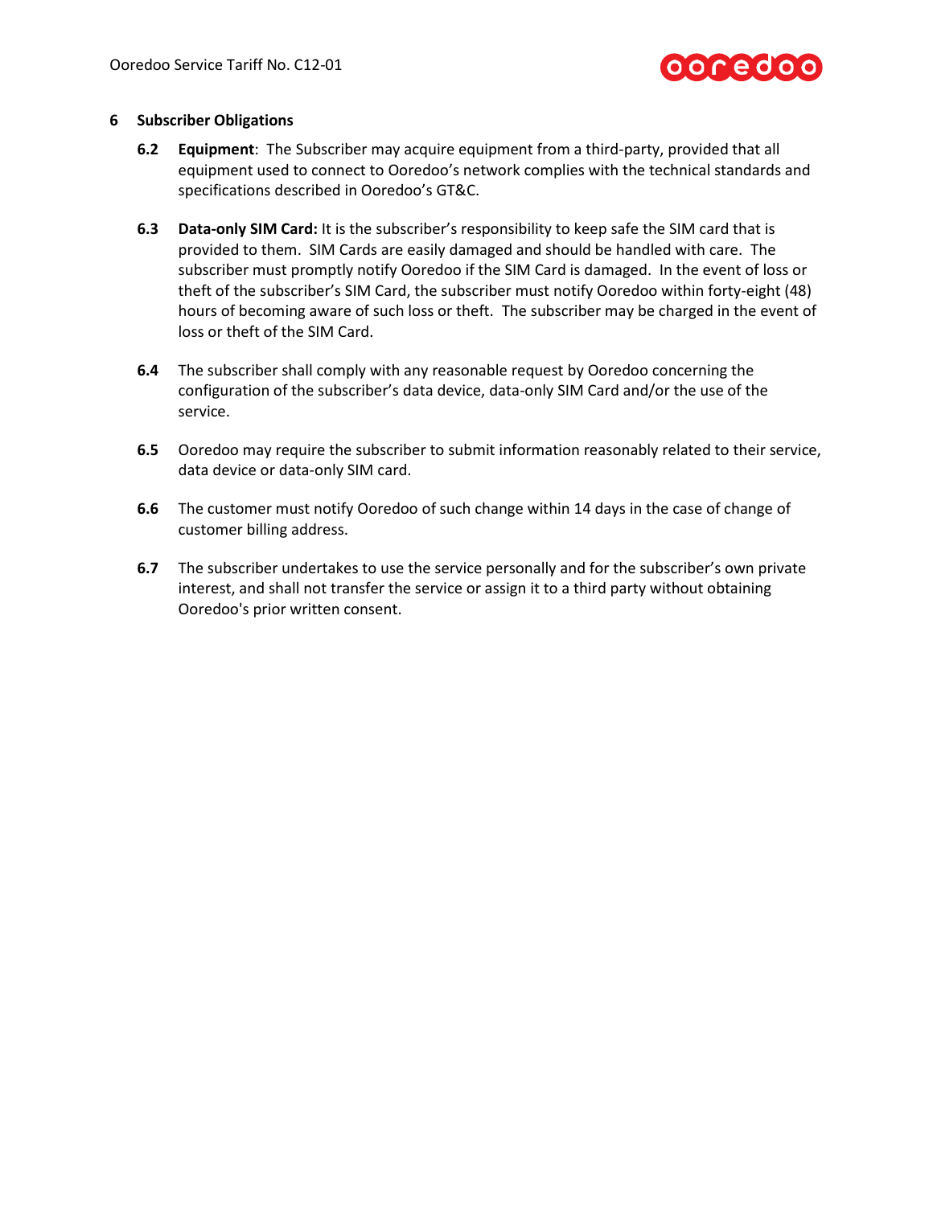## 6 Subscriber Obligations

**6.2** **Equipment**: The Subscriber may acquire equipment from a third-party, provided that all equipment used to connect to Ooredoo's network complies with the technical standards and specifications described in Ooredoo's GT&C.

**6.3** **Data-only SIM Card:** It is the subscriber's responsibility to keep safe the SIM card that is provided to them. SIM Cards are easily damaged and should be handled with care. The subscriber must promptly notify Ooredoo if the SIM Card is damaged. In the event of loss or theft of the subscriber's SIM Card, the subscriber must notify Ooredoo within forty-eight (48) hours of becoming aware of such loss or theft. The subscriber may be charged in the event of loss or theft of the SIM Card.

**6.4** The subscriber shall comply with any reasonable request by Ooredoo concerning the configuration of the subscriber's data device, data-only SIM Card and/or the use of the service.

**6.5** Ooredoo may require the subscriber to submit information reasonably related to their service, data device or data-only SIM card.

**6.6** The customer must notify Ooredoo of such change within 14 days in the case of change of customer billing address.

**6.7** The subscriber undertakes to use the service personally and for the subscriber's own private interest, and shall not transfer the service or assign it to a third party without obtaining Ooredoo's prior written consent.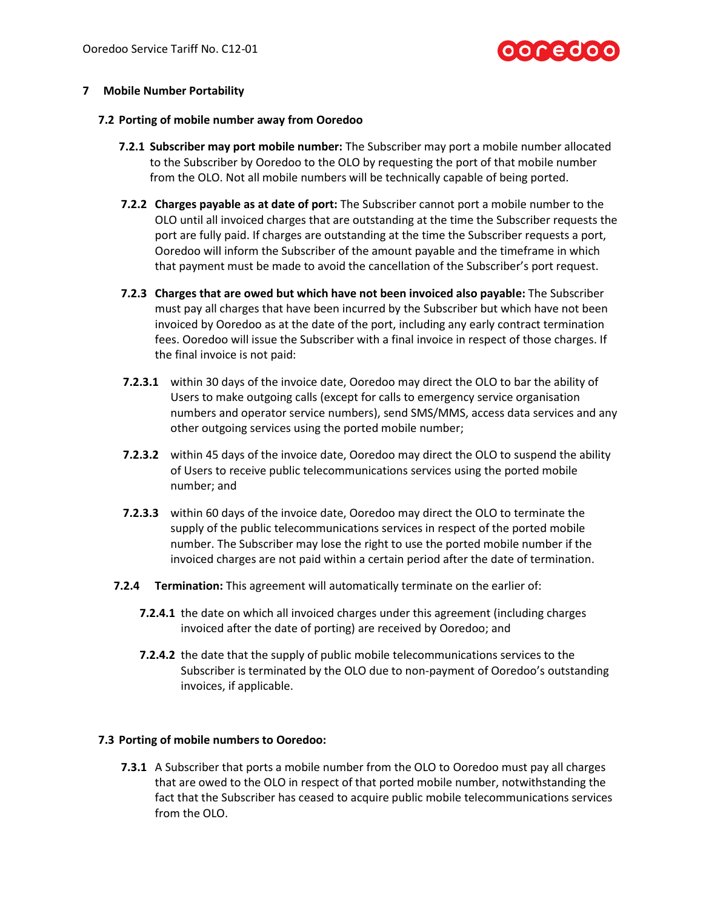## 7 Mobile Number Portability

### 7.2 Porting of mobile number away from Ooredoo

**7.2.1 Subscriber may port mobile number:** The Subscriber may port a mobile number allocated to the Subscriber by Ooredoo to the OLO by requesting the port of that mobile number from the OLO. Not all mobile numbers will be technically capable of being ported.

**7.2.2 Charges payable as at date of port:** The Subscriber cannot port a mobile number to the OLO until all invoiced charges that are outstanding at the time the Subscriber requests the port are fully paid. If charges are outstanding at the time the Subscriber requests a port, Ooredoo will inform the Subscriber of the amount payable and the timeframe in which that payment must be made to avoid the cancellation of the Subscriber's port request.

**7.2.3 Charges that are owed but which have not been invoiced also payable:** The Subscriber must pay all charges that have been incurred by the Subscriber but which have not been invoiced by Ooredoo as at the date of the port, including any early contract termination fees. Ooredoo will issue the Subscriber with a final invoice in respect of those charges. If the final invoice is not paid:

**7.2.3.1** within 30 days of the invoice date, Ooredoo may direct the OLO to bar the ability of Users to make outgoing calls (except for calls to emergency service organisation numbers and operator service numbers), send SMS/MMS, access data services and any other outgoing services using the ported mobile number;

**7.2.3.2** within 45 days of the invoice date, Ooredoo may direct the OLO to suspend the ability of Users to receive public telecommunications services using the ported mobile number; and

**7.2.3.3** within 60 days of the invoice date, Ooredoo may direct the OLO to terminate the supply of the public telecommunications services in respect of the ported mobile number. The Subscriber may lose the right to use the ported mobile number if the invoiced charges are not paid within a certain period after the date of termination.

**7.2.4 Termination:** This agreement will automatically terminate on the earlier of:

**7.2.4.1** the date on which all invoiced charges under this agreement (including charges invoiced after the date of porting) are received by Ooredoo; and

**7.2.4.2** the date that the supply of public mobile telecommunications services to the Subscriber is terminated by the OLO due to non-payment of Ooredoo's outstanding invoices, if applicable.

### 7.3 Porting of mobile numbers to Ooredoo:

**7.3.1** A Subscriber that ports a mobile number from the OLO to Ooredoo must pay all charges that are owed to the OLO in respect of that ported mobile number, notwithstanding the fact that the Subscriber has ceased to acquire public mobile telecommunications services from the OLO.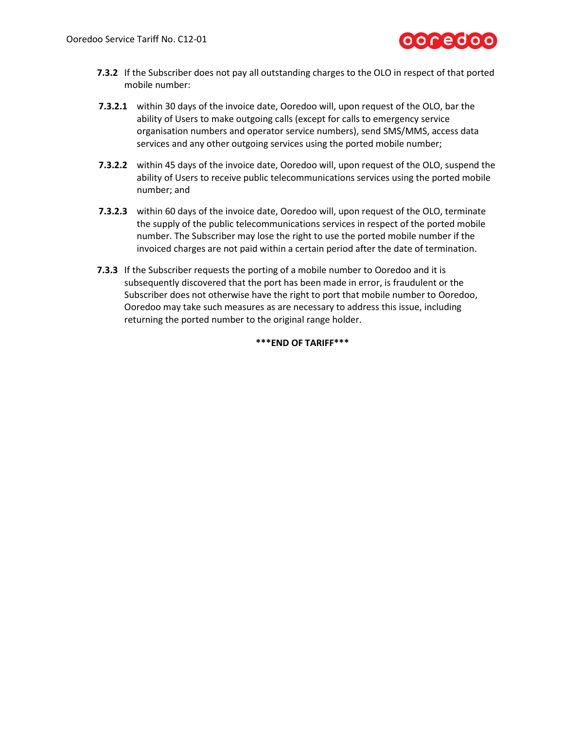**7.3.2** If the Subscriber does not pay all outstanding charges to the OLO in respect of that ported mobile number:

**7.3.2.1** within 30 days of the invoice date, Ooredoo will, upon request of the OLO, bar the ability of Users to make outgoing calls (except for calls to emergency service organisation numbers and operator service numbers), send SMS/MMS, access data services and any other outgoing services using the ported mobile number;

**7.3.2.2** within 45 days of the invoice date, Ooredoo will, upon request of the OLO, suspend the ability of Users to receive public telecommunications services using the ported mobile number; and

**7.3.2.3** within 60 days of the invoice date, Ooredoo will, upon request of the OLO, terminate the supply of the public telecommunications services in respect of the ported mobile number. The Subscriber may lose the right to use the ported mobile number if the invoiced charges are not paid within a certain period after the date of termination.

**7.3.3** If the Subscriber requests the porting of a mobile number to Ooredoo and it is subsequently discovered that the port has been made in error, is fraudulent or the Subscriber does not otherwise have the right to port that mobile number to Ooredoo, Ooredoo may take such measures as are necessary to address this issue, including returning the ported number to the original range holder.

**\*\*\*END OF TARIFF\*\*\***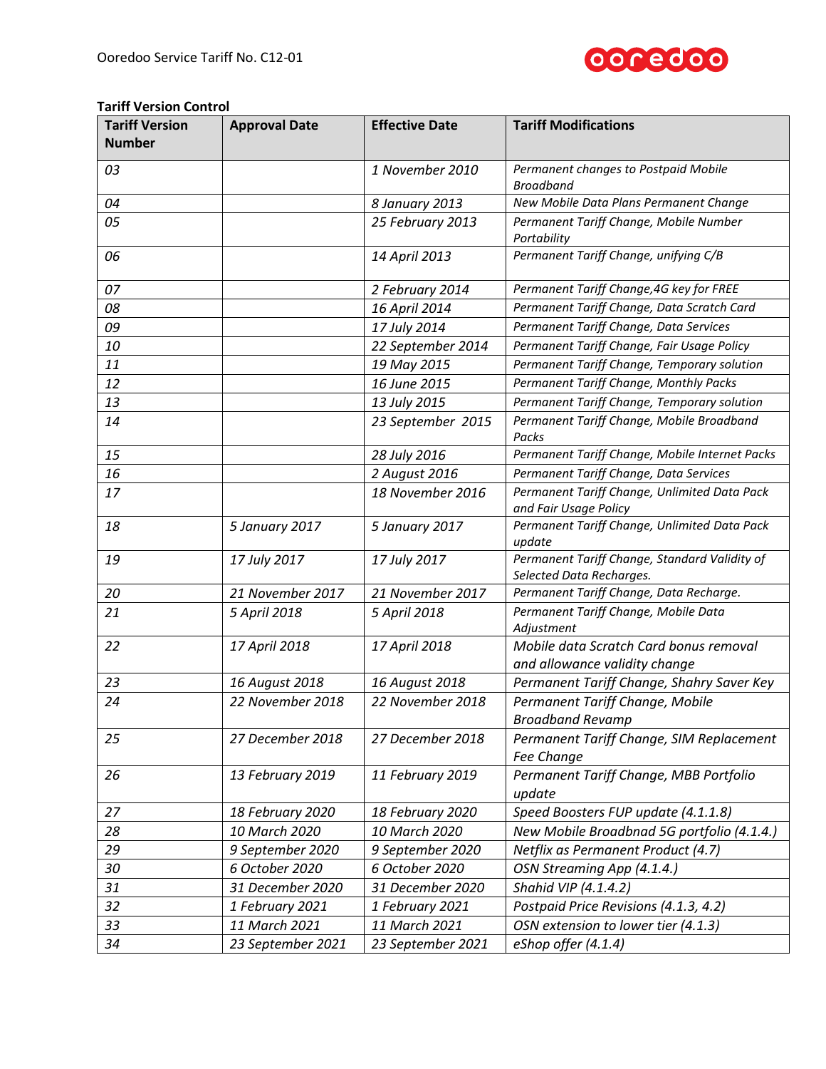**Tariff Version Control**

| Tariff Version Number | Approval Date | Effective Date | Tariff Modifications |
|---|---|---|---|
| *03* | | *1 November 2010* | *Permanent changes to Postpaid Mobile Broadband* |
| *04* | | *8 January 2013* | *New Mobile Data Plans Permanent Change* |
| *05* | | *25 February 2013* | *Permanent Tariff Change, Mobile Number Portability* |
| *06* | | *14 April 2013* | *Permanent Tariff Change, unifying C/B* |
| *07* | | *2 February 2014* | *Permanent Tariff Change,4G key for FREE* |
| *08* | | *16 April 2014* | *Permanent Tariff Change, Data Scratch Card* |
| *09* | | *17 July 2014* | *Permanent Tariff Change, Data Services* |
| *10* | | *22 September 2014* | *Permanent Tariff Change, Fair Usage Policy* |
| *11* | | *19 May 2015* | *Permanent Tariff Change, Temporary solution* |
| *12* | | *16 June 2015* | *Permanent Tariff Change, Monthly Packs* |
| *13* | | *13 July 2015* | *Permanent Tariff Change, Temporary solution* |
| *14* | | *23 September 2015* | *Permanent Tariff Change, Mobile Broadband Packs* |
| *15* | | *28 July 2016* | *Permanent Tariff Change, Mobile Internet Packs* |
| *16* | | *2 August 2016* | *Permanent Tariff Change, Data Services* |
| *17* | | *18 November 2016* | *Permanent Tariff Change, Unlimited Data Pack and Fair Usage Policy* |
| *18* | *5 January 2017* | *5 January 2017* | *Permanent Tariff Change, Unlimited Data Pack update* |
| *19* | *17 July 2017* | *17 July 2017* | *Permanent Tariff Change, Standard Validity of Selected Data Recharges.* |
| *20* | *21 November 2017* | *21 November 2017* | *Permanent Tariff Change, Data Recharge.* |
| *21* | *5 April 2018* | *5 April 2018* | *Permanent Tariff Change, Mobile Data Adjustment* |
| *22* | *17 April 2018* | *17 April 2018* | *Mobile data Scratch Card bonus removal and allowance validity change* |
| *23* | *16 August 2018* | *16 August 2018* | *Permanent Tariff Change, Shahry Saver Key* |
| *24* | *22 November 2018* | *22 November 2018* | *Permanent Tariff Change, Mobile Broadband Revamp* |
| *25* | *27 December 2018* | *27 December 2018* | *Permanent Tariff Change, SIM Replacement Fee Change* |
| *26* | *13 February 2019* | *11 February 2019* | *Permanent Tariff Change, MBB Portfolio update* |
| *27* | *18 February 2020* | *18 February 2020* | *Speed Boosters FUP update (4.1.1.8)* |
| *28* | *10 March 2020* | *10 March 2020* | *New Mobile Broadbnad 5G portfolio (4.1.4.)* |
| *29* | *9 September 2020* | *9 September 2020* | *Netflix as Permanent Product (4.7)* |
| *30* | *6 October 2020* | *6 October 2020* | *OSN Streaming App (4.1.4.)* |
| *31* | *31 December 2020* | *31 December 2020* | *Shahid VIP (4.1.4.2)* |
| *32* | *1 February 2021* | *1 February 2021* | *Postpaid Price Revisions (4.1.3, 4.2)* |
| *33* | *11 March 2021* | *11 March 2021* | *OSN extension to lower tier (4.1.3)* |
| *34* | *23 September 2021* | *23 September 2021* | *eShop offer (4.1.4)* |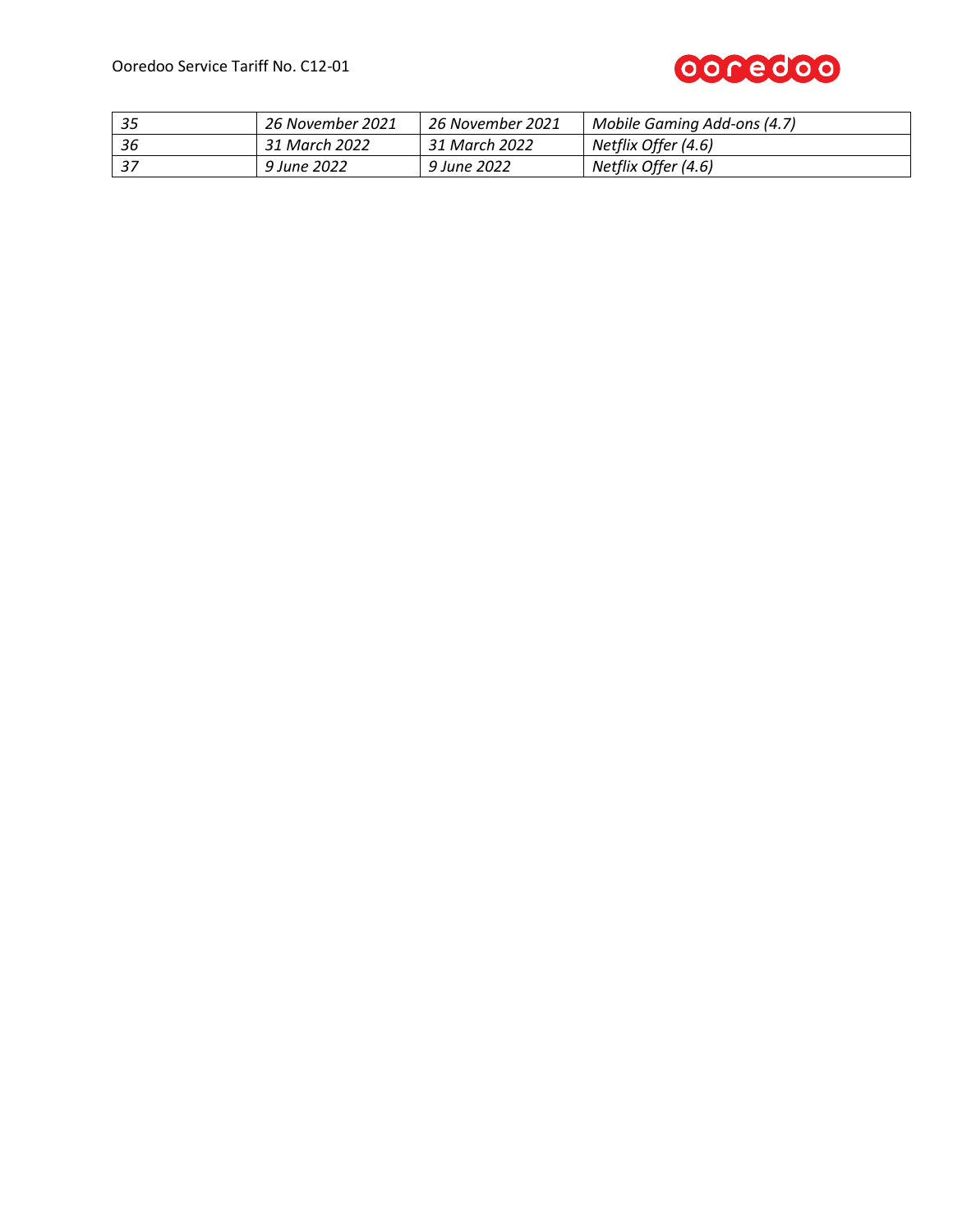| | | | |
|---|---|---|---|
| *35* | *26 November 2021* | *26 November 2021* | *Mobile Gaming Add-ons (4.7)* |
| *36* | *31 March 2022* | *31 March 2022* | *Netflix Offer (4.6)* |
| *37* | *9 June 2022* | *9 June 2022* | *Netflix Offer (4.6)* |